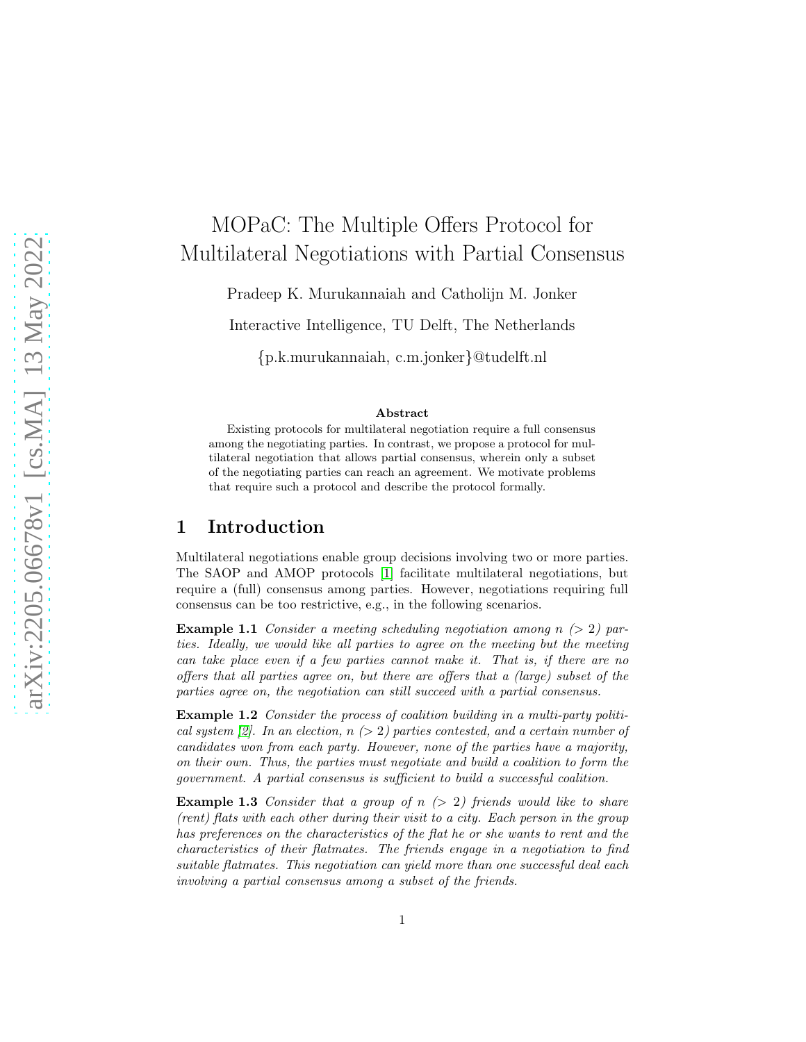# MOPaC: The Multiple Offers Protocol for Multilateral Negotiations with Partial Consensus

Pradeep K. Murukannaiah and Catholijn M. Jonker

Interactive Intelligence, TU Delft, The Netherlands

{p.k.murukannaiah, c.m.jonker}@tudelft.nl

**Abstract**

Existing protocols for multilateral negotiation require a full consensus among the negotiating parties. In contrast, we propose a protocol for multilateral negotiation that allows partial consensus, wherein only a subset of the negotiating parties can reach an agreement. We motivate problems that require such a protocol and describe the protocol formally.

## 1 Introduction

Multilateral negotiations enable group decisions involving two or more parties. The SAOP and AMOP protocols [1] facilitate multilateral negotiations, but require a (full) consensus among parties. However, negotiations requiring full consensus can be too restrictive, e.g., in the following scenarios.

**Example 1.1** *Consider a meeting scheduling negotiation among $n$ ($> 2$) parties. Ideally, we would like all parties to agree on the meeting but the meeting can take place even if a few parties cannot make it. That is, if there are no offers that all parties agree on, but there are offers that a (large) subset of the parties agree on, the negotiation can still succeed with a partial consensus.*

**Example 1.2** *Consider the process of coalition building in a multi-party political system [2]. In an election, $n$ ($> 2$) parties contested, and a certain number of candidates won from each party. However, none of the parties have a majority, on their own. Thus, the parties must negotiate and build a coalition to form the government. A partial consensus is sufficient to build a successful coalition.*

**Example 1.3** *Consider that a group of $n$ ($> 2$) friends would like to share (rent) flats with each other during their visit to a city. Each person in the group has preferences on the characteristics of the flat he or she wants to rent and the characteristics of their flatmates. The friends engage in a negotiation to find suitable flatmates. This negotiation can yield more than one successful deal each involving a partial consensus among a subset of the friends.*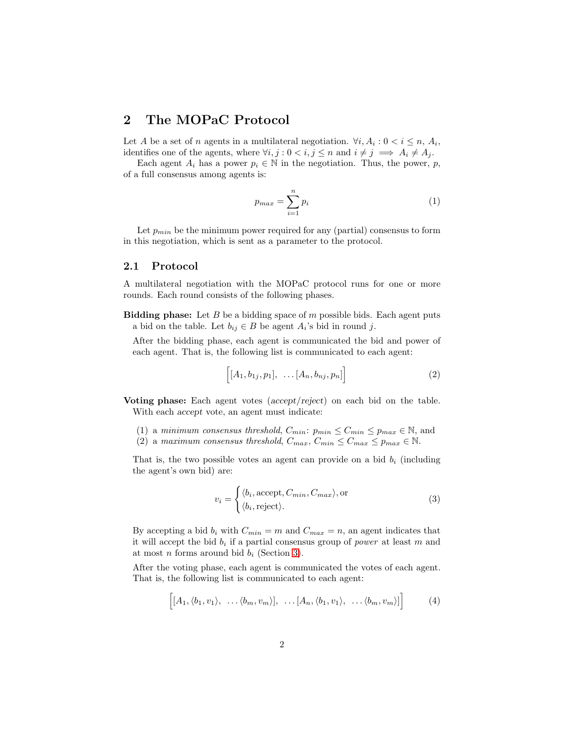## 2 The MOPaC Protocol

Let $A$ be a set of $n$ agents in a multilateral negotiation. $\forall i, A_i : 0 < i \leq n$, $A_i$, identifies one of the agents, where $\forall i, j : 0 < i, j \leq n$ and $i \neq j \implies A_i \neq A_j$.

Each agent $A_i$ has a power $p_i \in \mathbb{N}$ in the negotiation. Thus, the power, $p$, of a full consensus among agents is:

$$p_{max} = \sum_{i=1}^{n} p_i \tag{1}$$

Let $p_{min}$ be the minimum power required for any (partial) consensus to form in this negotiation, which is sent as a parameter to the protocol.

### 2.1 Protocol

A multilateral negotiation with the MOPaC protocol runs for one or more rounds. Each round consists of the following phases.

**Bidding phase:** Let $B$ be a bidding space of $m$ possible bids. Each agent puts a bid on the table. Let $b_{ij} \in B$ be agent $A_i$'s bid in round $j$.

After the bidding phase, each agent is communicated the bid and power of each agent. That is, the following list is communicated to each agent:

$$\Big[[A_1, b_{1j}, p_1], \ \ldots [A_n, b_{nj}, p_n]\Big] \tag{2}$$

**Voting phase:** Each agent votes (*accept*/*reject*) on each bid on the table. With each *accept* vote, an agent must indicate:

(1) a *minimum consensus threshold*, $C_{min}$: $p_{min} \leq C_{min} \leq p_{max} \in \mathbb{N}$, and
(2) a *maximum consensus threshold*, $C_{max}$, $C_{min} \leq C_{max} \leq p_{max} \in \mathbb{N}$.

That is, the two possible votes an agent can provide on a bid $b_i$ (including the agent's own bid) are:

$$v_i = \begin{cases} \langle b_i, \text{accept}, C_{min}, C_{max} \rangle, \text{or} \\ \langle b_i, \text{reject} \rangle. \end{cases} \tag{3}$$

By accepting a bid $b_i$ with $C_{min} = m$ and $C_{max} = n$, an agent indicates that it will accept the bid $b_i$ if a partial consensus group of *power* at least $m$ and at most $n$ forms around bid $b_i$ (Section 3).

After the voting phase, each agent is communicated the votes of each agent. That is, the following list is communicated to each agent:

$$\Big[[A_1, \langle b_1, v_1 \rangle, \ \ldots \langle b_m, v_m \rangle], \ \ldots [A_n, \langle b_1, v_1 \rangle, \ \ldots \langle b_m, v_m \rangle]\Big] \tag{4}$$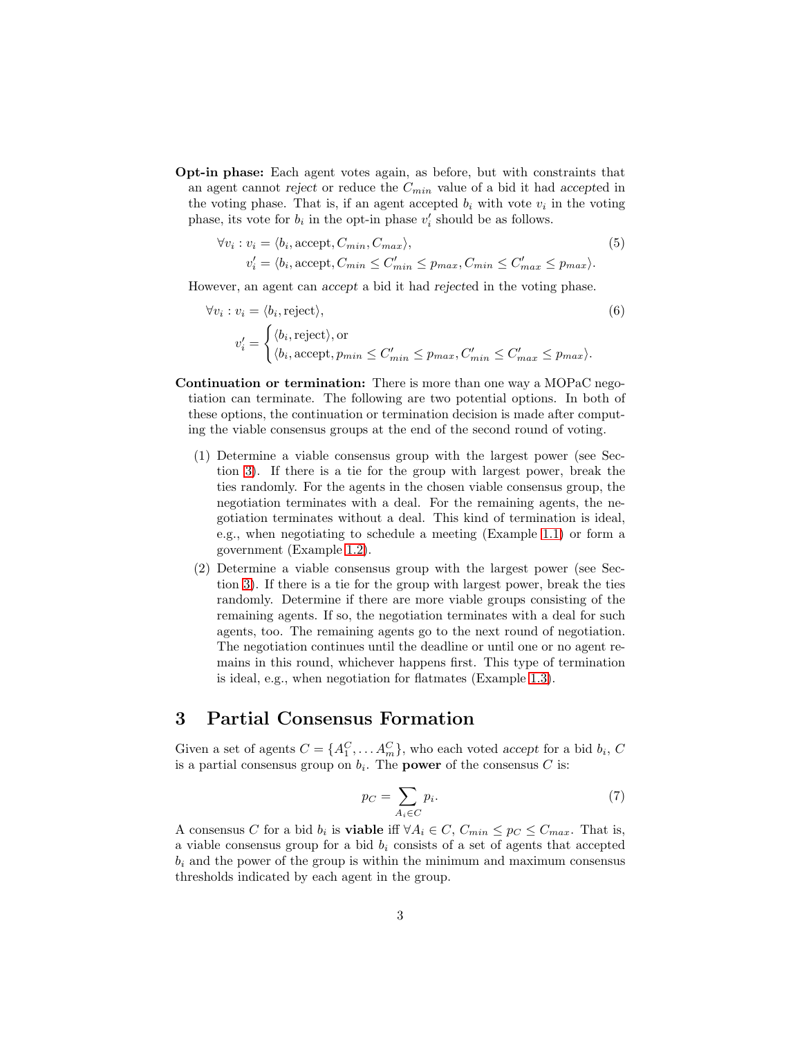**Opt-in phase:** Each agent votes again, as before, but with constraints that an agent cannot *reject* or reduce the $C_{min}$ value of a bid it had *accept*ed in the voting phase. That is, if an agent accepted $b_i$ with vote $v_i$ in the voting phase, its vote for $b_i$ in the opt-in phase $v'_i$ should be as follows.

$$
\begin{aligned}
\forall v_i : v_i &= \langle b_i, \text{accept}, C_{min}, C_{max} \rangle, \\
v'_i &= \langle b_i, \text{accept}, C_{min} \leq C'_{min} \leq p_{max}, C_{min} \leq C'_{max} \leq p_{max} \rangle.
\end{aligned} \tag{5}
$$

However, an agent can *accept* a bid it had *reject*ed in the voting phase.

$$
\begin{aligned}
\forall v_i &: v_i = \langle b_i, \text{reject} \rangle, \\
v'_i &= \begin{cases} \langle b_i, \text{reject} \rangle, \text{or} \\ \langle b_i, \text{accept}, p_{min} \leq C'_{min} \leq p_{max}, C'_{min} \leq C'_{max} \leq p_{max} \rangle. \end{cases}
\end{aligned} \tag{6}
$$

**Continuation or termination:** There is more than one way a MOPaC negotiation can terminate. The following are two potential options. In both of these options, the continuation or termination decision is made after computing the viable consensus groups at the end of the second round of voting.

(1) Determine a viable consensus group with the largest power (see Section 3). If there is a tie for the group with largest power, break the ties randomly. For the agents in the chosen viable consensus group, the negotiation terminates with a deal. For the remaining agents, the negotiation terminates without a deal. This kind of termination is ideal, e.g., when negotiating to schedule a meeting (Example 1.1) or form a government (Example 1.2).

(2) Determine a viable consensus group with the largest power (see Section 3). If there is a tie for the group with largest power, break the ties randomly. Determine if there are more viable groups consisting of the remaining agents. If so, the negotiation terminates with a deal for such agents, too. The remaining agents go to the next round of negotiation. The negotiation continues until the deadline or until one or no agent remains in this round, whichever happens first. This type of termination is ideal, e.g., when negotiation for flatmates (Example 1.3).

## 3 Partial Consensus Formation

Given a set of agents $C = \{A^C_1, \dots A^C_m\}$, who each voted *accept* for a bid $b_i$, $C$ is a partial consensus group on $b_i$. The **power** of the consensus $C$ is:

$$
p_C = \sum_{A_i \in C} p_i. \tag{7}
$$

A consensus $C$ for a bid $b_i$ is **viable** iff $\forall A_i \in C$, $C_{min} \leq p_C \leq C_{max}$. That is, a viable consensus group for a bid $b_i$ consists of a set of agents that accepted $b_i$ and the power of the group is within the minimum and maximum consensus thresholds indicated by each agent in the group.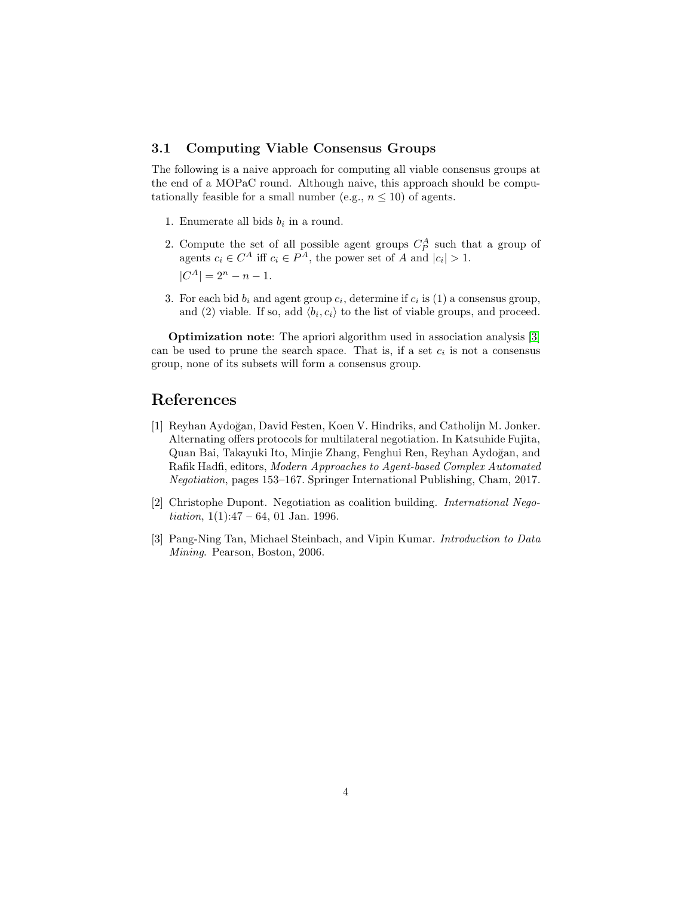### 3.1 Computing Viable Consensus Groups

The following is a naive approach for computing all viable consensus groups at the end of a MOPaC round. Although naive, this approach should be computationally feasible for a small number (e.g., $n \leq 10$) of agents.

1. Enumerate all bids $b_i$ in a round.
2. Compute the set of all possible agent groups $C_P^A$ such that a group of agents $c_i \in C^A$ iff $c_i \in P^A$, the power set of $A$ and $|c_i| > 1$.

   $|C^A| = 2^n - n - 1$.
3. For each bid $b_i$ and agent group $c_i$, determine if $c_i$ is (1) a consensus group, and (2) viable. If so, add $\langle b_i, c_i \rangle$ to the list of viable groups, and proceed.

**Optimization note**: The apriori algorithm used in association analysis [3] can be used to prune the search space. That is, if a set $c_i$ is not a consensus group, none of its subsets will form a consensus group.

## References

[1] Reyhan Aydoğan, David Festen, Koen V. Hindriks, and Catholijn M. Jonker. Alternating offers protocols for multilateral negotiation. In Katsuhide Fujita, Quan Bai, Takayuki Ito, Minjie Zhang, Fenghui Ren, Reyhan Aydoğan, and Rafik Hadfi, editors, *Modern Approaches to Agent-based Complex Automated Negotiation*, pages 153–167. Springer International Publishing, Cham, 2017.

[2] Christophe Dupont. Negotiation as coalition building. *International Negotiation*, 1(1):47 – 64, 01 Jan. 1996.

[3] Pang-Ning Tan, Michael Steinbach, and Vipin Kumar. *Introduction to Data Mining*. Pearson, Boston, 2006.